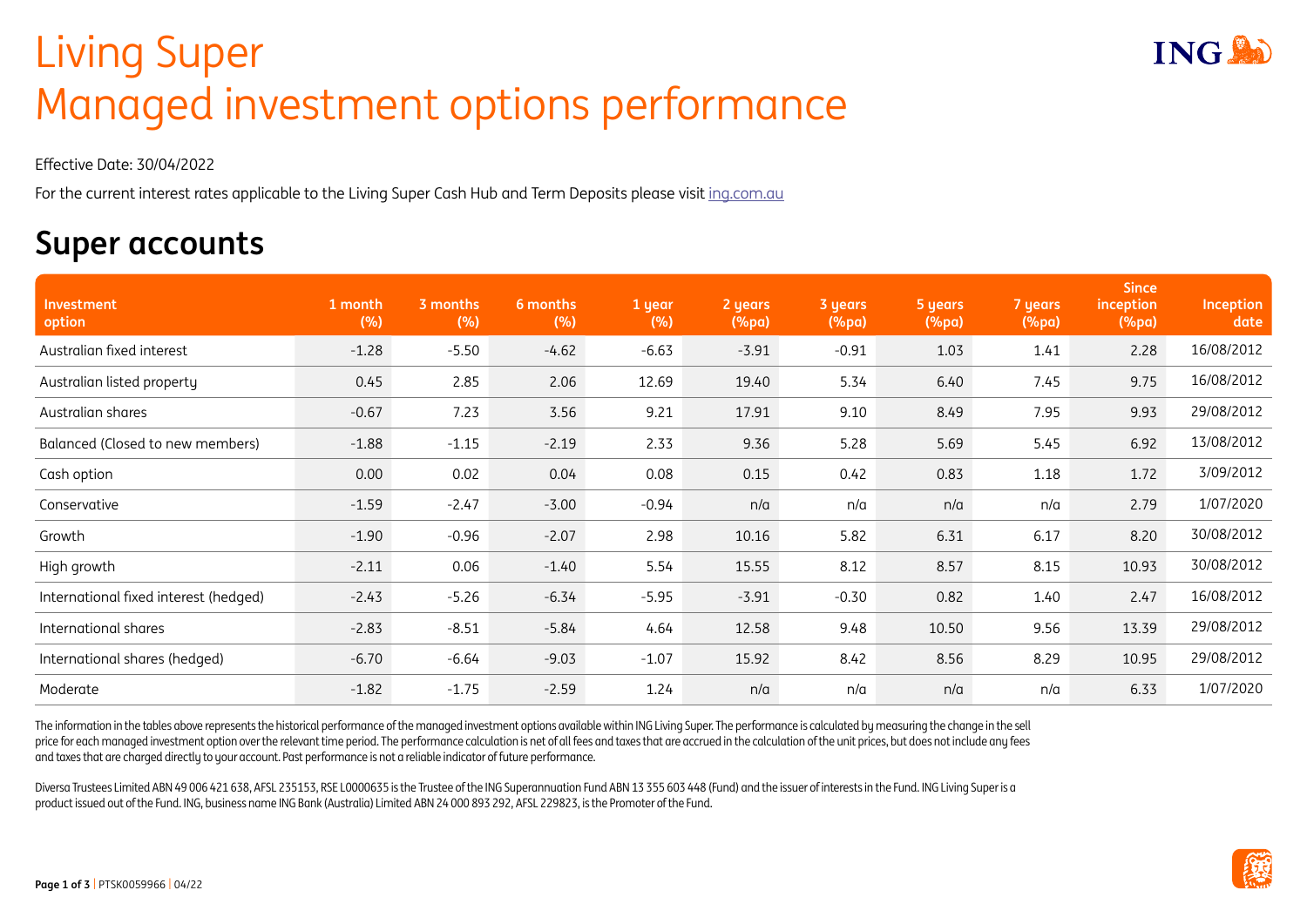# Living Super
# Managed investment options performance

Effective Date: 30/04/2022

For the current interest rates applicable to the Living Super Cash Hub and Term Deposits please visit ing.com.au

## Super accounts

| Investment option | 1 month (%) | 3 months (%) | 6 months (%) | 1 year (%) | 2 years (%pa) | 3 years (%pa) | 5 years (%pa) | 7 years (%pa) | Since inception (%pa) | Inception date |
|---|---|---|---|---|---|---|---|---|---|---|
| Australian fixed interest | -1.28 | -5.50 | -4.62 | -6.63 | -3.91 | -0.91 | 1.03 | 1.41 | 2.28 | 16/08/2012 |
| Australian listed property | 0.45 | 2.85 | 2.06 | 12.69 | 19.40 | 5.34 | 6.40 | 7.45 | 9.75 | 16/08/2012 |
| Australian shares | -0.67 | 7.23 | 3.56 | 9.21 | 17.91 | 9.10 | 8.49 | 7.95 | 9.93 | 29/08/2012 |
| Balanced (Closed to new members) | -1.88 | -1.15 | -2.19 | 2.33 | 9.36 | 5.28 | 5.69 | 5.45 | 6.92 | 13/08/2012 |
| Cash option | 0.00 | 0.02 | 0.04 | 0.08 | 0.15 | 0.42 | 0.83 | 1.18 | 1.72 | 3/09/2012 |
| Conservative | -1.59 | -2.47 | -3.00 | -0.94 | n/a | n/a | n/a | n/a | 2.79 | 1/07/2020 |
| Growth | -1.90 | -0.96 | -2.07 | 2.98 | 10.16 | 5.82 | 6.31 | 6.17 | 8.20 | 30/08/2012 |
| High growth | -2.11 | 0.06 | -1.40 | 5.54 | 15.55 | 8.12 | 8.57 | 8.15 | 10.93 | 30/08/2012 |
| International fixed interest (hedged) | -2.43 | -5.26 | -6.34 | -5.95 | -3.91 | -0.30 | 0.82 | 1.40 | 2.47 | 16/08/2012 |
| International shares | -2.83 | -8.51 | -5.84 | 4.64 | 12.58 | 9.48 | 10.50 | 9.56 | 13.39 | 29/08/2012 |
| International shares (hedged) | -6.70 | -6.64 | -9.03 | -1.07 | 15.92 | 8.42 | 8.56 | 8.29 | 10.95 | 29/08/2012 |
| Moderate | -1.82 | -1.75 | -2.59 | 1.24 | n/a | n/a | n/a | n/a | 6.33 | 1/07/2020 |

The information in the tables above represents the historical performance of the managed investment options available within ING Living Super. The performance is calculated by measuring the change in the sell price for each managed investment option over the relevant time period. The performance calculation is net of all fees and taxes that are accrued in the calculation of the unit prices, but does not include any fees and taxes that are charged directly to your account. Past performance is not a reliable indicator of future performance.

Diversa Trustees Limited ABN 49 006 421 638, AFSL 235153, RSE L0000635 is the Trustee of the ING Superannuation Fund ABN 13 355 603 448 (Fund) and the issuer of interests in the Fund. ING Living Super is a product issued out of the Fund. ING, business name ING Bank (Australia) Limited ABN 24 000 893 292, AFSL 229823, is the Promoter of the Fund.

PTSK0059966 | 04/22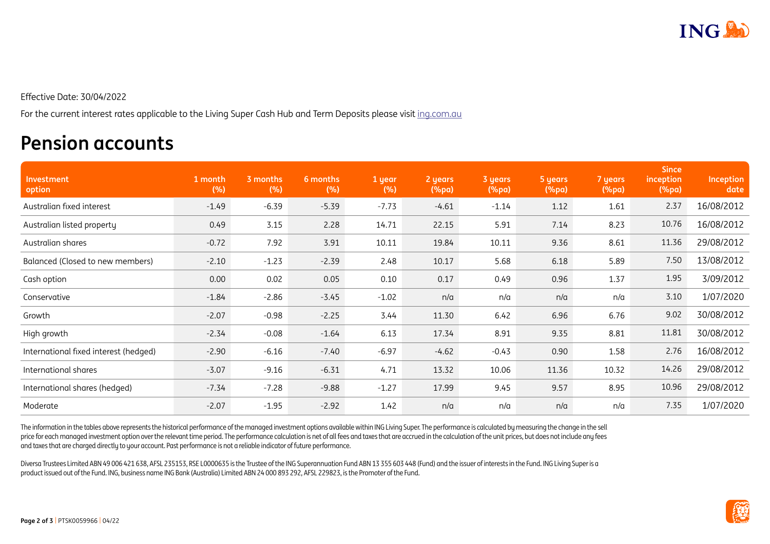Effective Date: 30/04/2022

For the current interest rates applicable to the Living Super Cash Hub and Term Deposits please visit [ing.com.au](ing.com.au)

# Pension accounts

| Investment option | 1 month (%) | 3 months (%) | 6 months (%) | 1 year (%) | 2 years (%pa) | 3 years (%pa) | 5 years (%pa) | 7 years (%pa) | Since inception (%pa) | Inception date |
|---|---|---|---|---|---|---|---|---|---|---|
| Australian fixed interest | -1.49 | -6.39 | -5.39 | -7.73 | -4.61 | -1.14 | 1.12 | 1.61 | 2.37 | 16/08/2012 |
| Australian listed property | 0.49 | 3.15 | 2.28 | 14.71 | 22.15 | 5.91 | 7.14 | 8.23 | 10.76 | 16/08/2012 |
| Australian shares | -0.72 | 7.92 | 3.91 | 10.11 | 19.84 | 10.11 | 9.36 | 8.61 | 11.36 | 29/08/2012 |
| Balanced (Closed to new members) | -2.10 | -1.23 | -2.39 | 2.48 | 10.17 | 5.68 | 6.18 | 5.89 | 7.50 | 13/08/2012 |
| Cash option | 0.00 | 0.02 | 0.05 | 0.10 | 0.17 | 0.49 | 0.96 | 1.37 | 1.95 | 3/09/2012 |
| Conservative | -1.84 | -2.86 | -3.45 | -1.02 | n/a | n/a | n/a | n/a | 3.10 | 1/07/2020 |
| Growth | -2.07 | -0.98 | -2.25 | 3.44 | 11.30 | 6.42 | 6.96 | 6.76 | 9.02 | 30/08/2012 |
| High growth | -2.34 | -0.08 | -1.64 | 6.13 | 17.34 | 8.91 | 9.35 | 8.81 | 11.81 | 30/08/2012 |
| International fixed interest (hedged) | -2.90 | -6.16 | -7.40 | -6.97 | -4.62 | -0.43 | 0.90 | 1.58 | 2.76 | 16/08/2012 |
| International shares | -3.07 | -9.16 | -6.31 | 4.71 | 13.32 | 10.06 | 11.36 | 10.32 | 14.26 | 29/08/2012 |
| International shares (hedged) | -7.34 | -7.28 | -9.88 | -1.27 | 17.99 | 9.45 | 9.57 | 8.95 | 10.96 | 29/08/2012 |
| Moderate | -2.07 | -1.95 | -2.92 | 1.42 | n/a | n/a | n/a | n/a | 7.35 | 1/07/2020 |

The information in the tables above represents the historical performance of the managed investment options available within ING Living Super. The performance is calculated by measuring the change in the sell price for each managed investment option over the relevant time period. The performance calculation is net of all fees and taxes that are accrued in the calculation of the unit prices, but does not include any fees and taxes that are charged directly to your account. Past performance is not a reliable indicator of future performance.

Diversa Trustees Limited ABN 49 006 421 638, AFSL 235153, RSE L0000635 is the Trustee of the ING Superannuation Fund ABN 13 355 603 448 (Fund) and the issuer of interests in the Fund. ING Living Super is a product issued out of the Fund. ING, business name ING Bank (Australia) Limited ABN 24 000 893 292, AFSL 229823, is the Promoter of the Fund.

PTSK0059966 | 04/22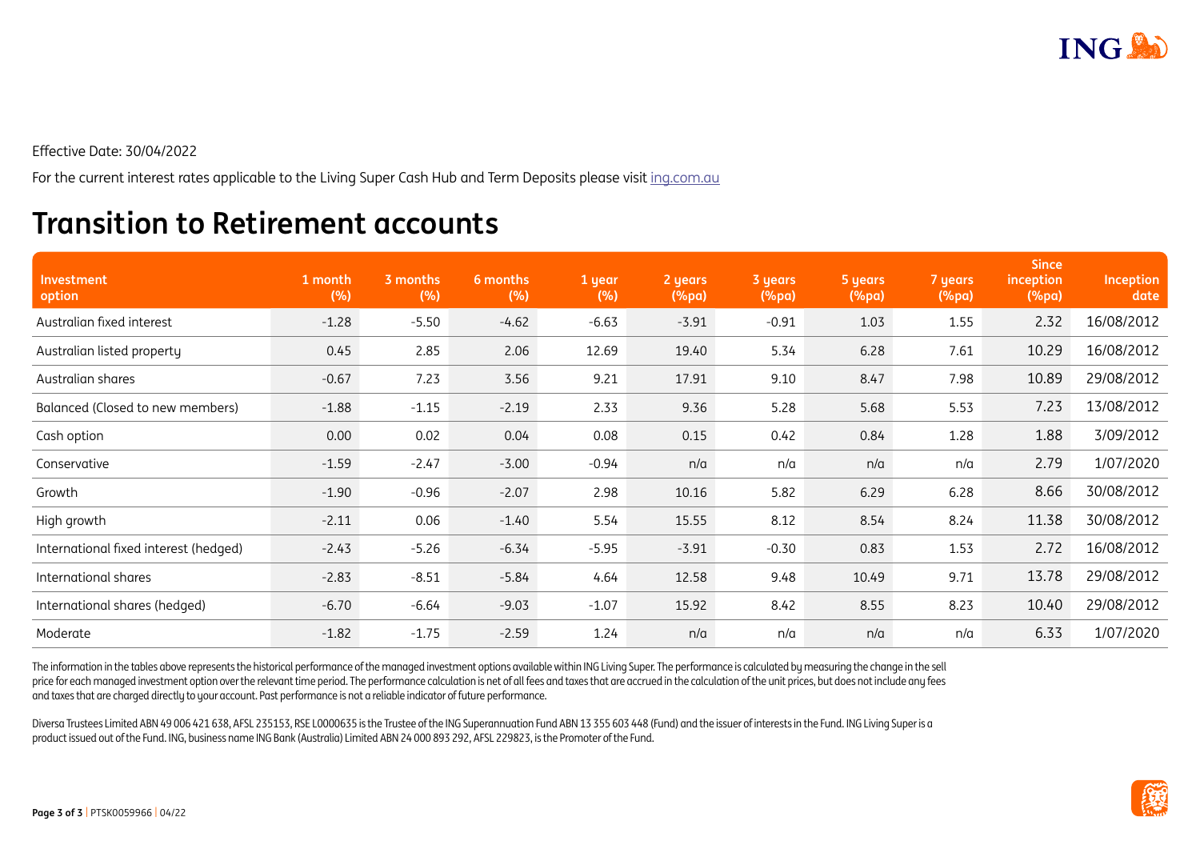Effective Date: 30/04/2022

For the current interest rates applicable to the Living Super Cash Hub and Term Deposits please visit ing.com.au

# Transition to Retirement accounts

| Investment option | 1 month (%) | 3 months (%) | 6 months (%) | 1 year (%) | 2 years (%pa) | 3 years (%pa) | 5 years (%pa) | 7 years (%pa) | Since inception (%pa) | Inception date |
|---|---|---|---|---|---|---|---|---|---|---|
| Australian fixed interest | -1.28 | -5.50 | -4.62 | -6.63 | -3.91 | -0.91 | 1.03 | 1.55 | 2.32 | 16/08/2012 |
| Australian listed property | 0.45 | 2.85 | 2.06 | 12.69 | 19.40 | 5.34 | 6.28 | 7.61 | 10.29 | 16/08/2012 |
| Australian shares | -0.67 | 7.23 | 3.56 | 9.21 | 17.91 | 9.10 | 8.47 | 7.98 | 10.89 | 29/08/2012 |
| Balanced (Closed to new members) | -1.88 | -1.15 | -2.19 | 2.33 | 9.36 | 5.28 | 5.68 | 5.53 | 7.23 | 13/08/2012 |
| Cash option | 0.00 | 0.02 | 0.04 | 0.08 | 0.15 | 0.42 | 0.84 | 1.28 | 1.88 | 3/09/2012 |
| Conservative | -1.59 | -2.47 | -3.00 | -0.94 | n/a | n/a | n/a | n/a | 2.79 | 1/07/2020 |
| Growth | -1.90 | -0.96 | -2.07 | 2.98 | 10.16 | 5.82 | 6.29 | 6.28 | 8.66 | 30/08/2012 |
| High growth | -2.11 | 0.06 | -1.40 | 5.54 | 15.55 | 8.12 | 8.54 | 8.24 | 11.38 | 30/08/2012 |
| International fixed interest (hedged) | -2.43 | -5.26 | -6.34 | -5.95 | -3.91 | -0.30 | 0.83 | 1.53 | 2.72 | 16/08/2012 |
| International shares | -2.83 | -8.51 | -5.84 | 4.64 | 12.58 | 9.48 | 10.49 | 9.71 | 13.78 | 29/08/2012 |
| International shares (hedged) | -6.70 | -6.64 | -9.03 | -1.07 | 15.92 | 8.42 | 8.55 | 8.23 | 10.40 | 29/08/2012 |
| Moderate | -1.82 | -1.75 | -2.59 | 1.24 | n/a | n/a | n/a | n/a | 6.33 | 1/07/2020 |

The information in the tables above represents the historical performance of the managed investment options available within ING Living Super. The performance is calculated by measuring the change in the sell price for each managed investment option over the relevant time period. The performance calculation is net of all fees and taxes that are accrued in the calculation of the unit prices, but does not include any fees and taxes that are charged directly to your account. Past performance is not a reliable indicator of future performance.

Diversa Trustees Limited ABN 49 006 421 638, AFSL 235153, RSE L0000635 is the Trustee of the ING Superannuation Fund ABN 13 355 603 448 (Fund) and the issuer of interests in the Fund. ING Living Super is a product issued out of the Fund. ING, business name ING Bank (Australia) Limited ABN 24 000 893 292, AFSL 229823, is the Promoter of the Fund.

PTSK0059966 | 04/22